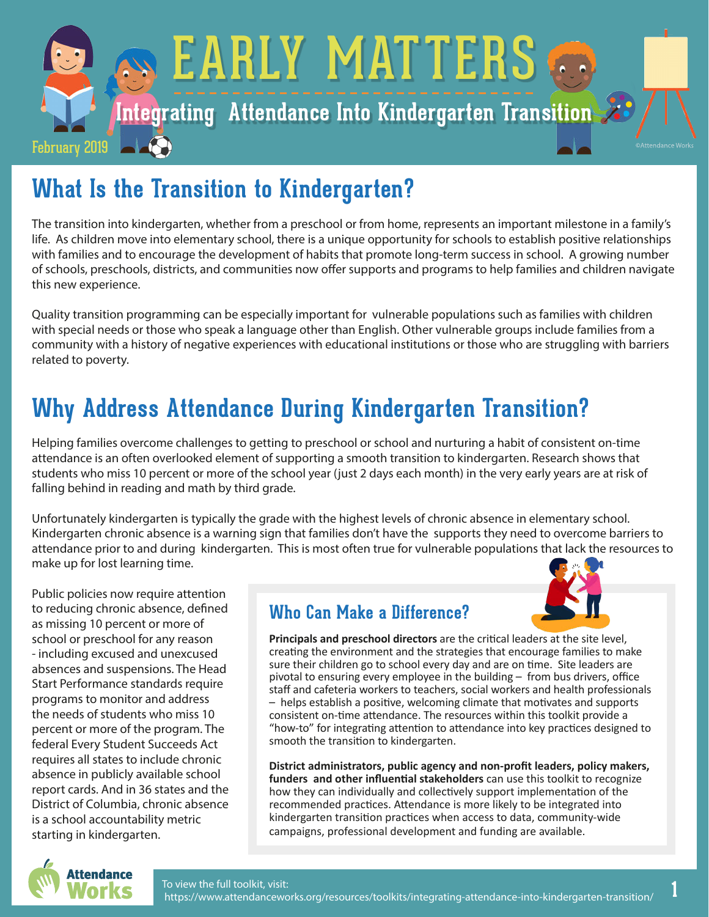# EARLY MATTERS

## Integrating Attendance Into Kindergarten Transition

February 2019

©Attendance Works

## What Is the Transition to Kindergarten?

The transition into kindergarten, whether from a preschool or from home, represents an important milestone in a family's life. As children move into elementary school, there is a unique opportunity for schools to establish positive relationships with families and to encourage the development of habits that promote long-term success in school. A growing number of schools, preschools, districts, and communities now offer supports and programs to help families and children navigate this new experience.

Quality transition programming can be especially important for vulnerable populations such as families with children with special needs or those who speak a language other than English. Other vulnerable groups include families from a community with a history of negative experiences with educational institutions or those who are struggling with barriers related to poverty.

## Why Address Attendance During Kindergarten Transition?

Helping families overcome challenges to getting to preschool or school and nurturing a habit of consistent on-time attendance is an often overlooked element of supporting a smooth transition to kindergarten. Research shows that students who miss 10 percent or more of the school year (just 2 days each month) in the very early years are at risk of falling behind in reading and math by third grade.

Unfortunately kindergarten is typically the grade with the highest levels of chronic absence in elementary school. Kindergarten chronic absence is a warning sign that families don't have the supports they need to overcome barriers to attendance prior to and during kindergarten. This is most often true for vulnerable populations that lack the resources to make up for lost learning time.

Public policies now require attention to reducing chronic absence, defined as missing 10 percent or more of school or preschool for any reason - including excused and unexcused absences and suspensions. The Head Start Performance standards require programs to monitor and address the needs of students who miss 10 percent or more of the program. The federal Every Student Succeeds Act requires all states to include chronic absence in publicly available school report cards. And in 36 states and the District of Columbia, chronic absence is a school accountability metric starting in kindergarten.

### Who Can Make a Difference?

**Principals and preschool directors** are the critical leaders at the site level, creating the environment and the strategies that encourage families to make sure their children go to school every day and are on time. Site leaders are pivotal to ensuring every employee in the building – from bus drivers, office staff and cafeteria workers to teachers, social workers and health professionals – helps establish a positive, welcoming climate that motivates and supports consistent on-time attendance. The resources within this toolkit provide a "how-to" for integrating attention to attendance into key practices designed to smooth the transition to kindergarten.

**District administrators, public agency and non-profit leaders, policy makers, funders and other influential stakeholders** can use this toolkit to recognize how they can individually and collectively support implementation of the recommended practices. Attendance is more likely to be integrated into kindergarten transition practices when access to data, community-wide campaigns, professional development and funding are available.

Attendance Works

To view the full toolkit, visit: https://www.attendanceworks.org/resources/toolkits/integrating-attendance-into-kindergarten-transition/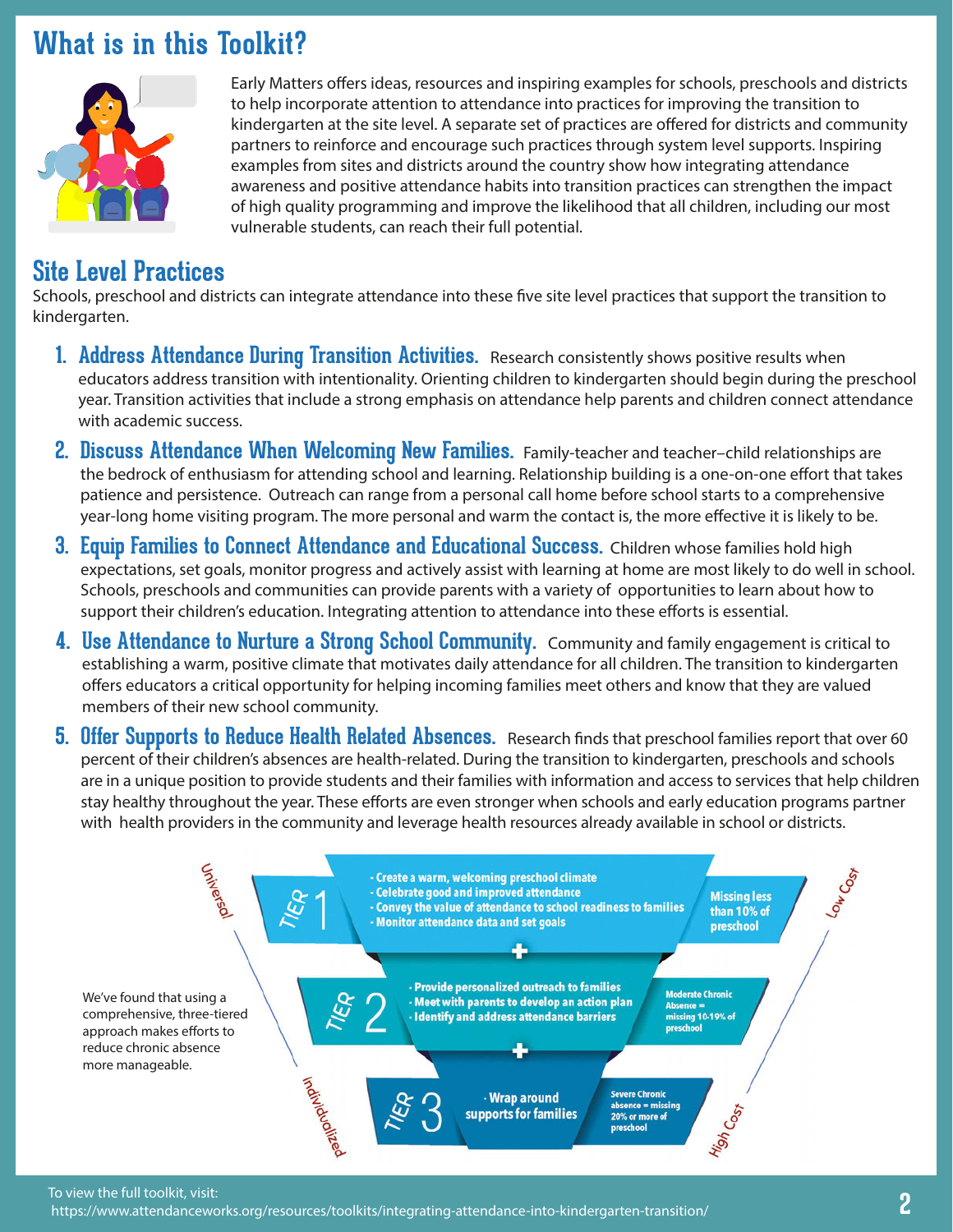# What is in this Toolkit?

Early Matters offers ideas, resources and inspiring examples for schools, preschools and districts to help incorporate attention to attendance into practices for improving the transition to kindergarten at the site level. A separate set of practices are offered for districts and community partners to reinforce and encourage such practices through system level supports. Inspiring examples from sites and districts around the country show how integrating attendance awareness and positive attendance habits into transition practices can strengthen the impact of high quality programming and improve the likelihood that all children, including our most vulnerable students, can reach their full potential.

## Site Level Practices

Schools, preschool and districts can integrate attendance into these five site level practices that support the transition to kindergarten.

1. **Address Attendance During Transition Activities.** Research consistently shows positive results when educators address transition with intentionality. Orienting children to kindergarten should begin during the preschool year. Transition activities that include a strong emphasis on attendance help parents and children connect attendance with academic success.
2. **Discuss Attendance When Welcoming New Families.** Family-teacher and teacher–child relationships are the bedrock of enthusiasm for attending school and learning. Relationship building is a one-on-one effort that takes patience and persistence. Outreach can range from a personal call home before school starts to a comprehensive year-long home visiting program. The more personal and warm the contact is, the more effective it is likely to be.
3. **Equip Families to Connect Attendance and Educational Success.** Children whose families hold high expectations, set goals, monitor progress and actively assist with learning at home are most likely to do well in school. Schools, preschools and communities can provide parents with a variety of opportunities to learn about how to support their children's education. Integrating attention to attendance into these efforts is essential.
4. **Use Attendance to Nurture a Strong School Community.** Community and family engagement is critical to establishing a warm, positive climate that motivates daily attendance for all children. The transition to kindergarten offers educators a critical opportunity for helping incoming families meet others and know that they are valued members of their new school community.
5. **Offer Supports to Reduce Health Related Absences.** Research finds that preschool families report that over 60 percent of their children's absences are health-related. During the transition to kindergarten, preschools and schools are in a unique position to provide students and their families with information and access to services that help children stay healthy throughout the year. These efforts are even stronger when schools and early education programs partner with health providers in the community and leverage health resources already available in school or districts.

We've found that using a comprehensive, three-tiered approach makes efforts to reduce chronic absence more manageable.

| Tier | Strategies | Attendance Level |
|---|---|---|
| TIER 1 (Universal, Low Cost) | - Create a warm, welcoming preschool climate<br>- Celebrate good and improved attendance<br>- Convey the value of attendance to school readiness to families<br>- Monitor attendance data and set goals | Missing less than 10% of preschool |
| + | | |
| TIER 2 | - Provide personalized outreach to families<br>- Meet with parents to develop an action plan<br>- Identify and address attendance barriers | Moderate Chronic Absence = missing 10-19% of preschool |
| + | | |
| TIER 3 (Individualized, High Cost) | - Wrap around supports for families | Severe Chronic absence = missing 20% or more of preschool |

To view the full toolkit, visit: https://www.attendanceworks.org/resources/toolkits/integrating-attendance-into-kindergarten-transition/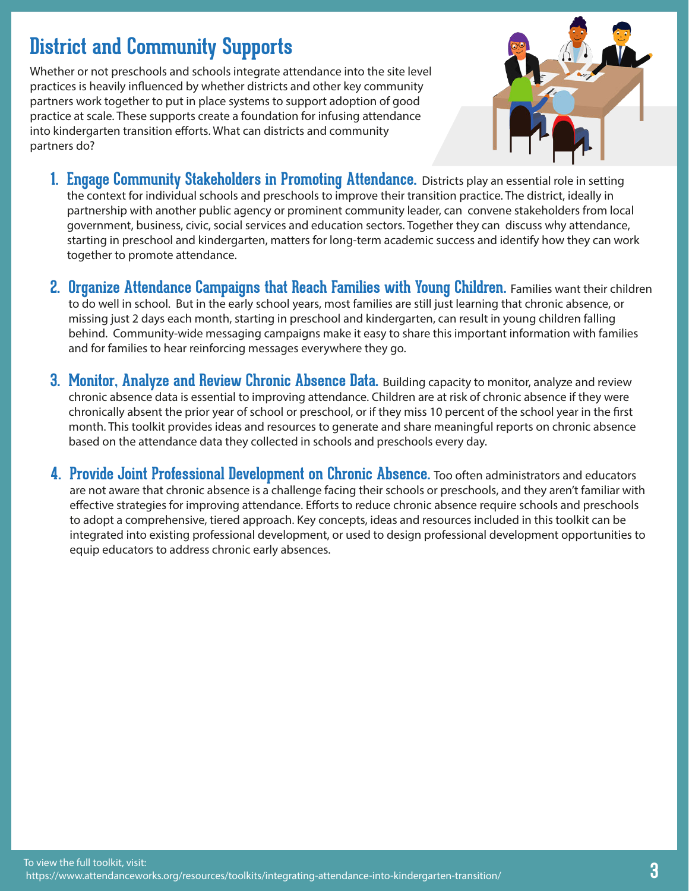# District and Community Supports

Whether or not preschools and schools integrate attendance into the site level practices is heavily influenced by whether districts and other key community partners work together to put in place systems to support adoption of good practice at scale. These supports create a foundation for infusing attendance into kindergarten transition efforts. What can districts and community partners do?

1. **Engage Community Stakeholders in Promoting Attendance.** Districts play an essential role in setting the context for individual schools and preschools to improve their transition practice. The district, ideally in partnership with another public agency or prominent community leader, can convene stakeholders from local government, business, civic, social services and education sectors. Together they can discuss why attendance, starting in preschool and kindergarten, matters for long-term academic success and identify how they can work together to promote attendance.

2. **Organize Attendance Campaigns that Reach Families with Young Children.** Families want their children to do well in school. But in the early school years, most families are still just learning that chronic absence, or missing just 2 days each month, starting in preschool and kindergarten, can result in young children falling behind. Community-wide messaging campaigns make it easy to share this important information with families and for families to hear reinforcing messages everywhere they go.

3. **Monitor, Analyze and Review Chronic Absence Data.** Building capacity to monitor, analyze and review chronic absence data is essential to improving attendance. Children are at risk of chronic absence if they were chronically absent the prior year of school or preschool, or if they miss 10 percent of the school year in the first month. This toolkit provides ideas and resources to generate and share meaningful reports on chronic absence based on the attendance data they collected in schools and preschools every day.

4. **Provide Joint Professional Development on Chronic Absence.** Too often administrators and educators are not aware that chronic absence is a challenge facing their schools or preschools, and they aren't familiar with effective strategies for improving attendance. Efforts to reduce chronic absence require schools and preschools to adopt a comprehensive, tiered approach. Key concepts, ideas and resources included in this toolkit can be integrated into existing professional development, or used to design professional development opportunities to equip educators to address chronic early absences.

To view the full toolkit, visit:
https://www.attendanceworks.org/resources/toolkits/integrating-attendance-into-kindergarten-transition/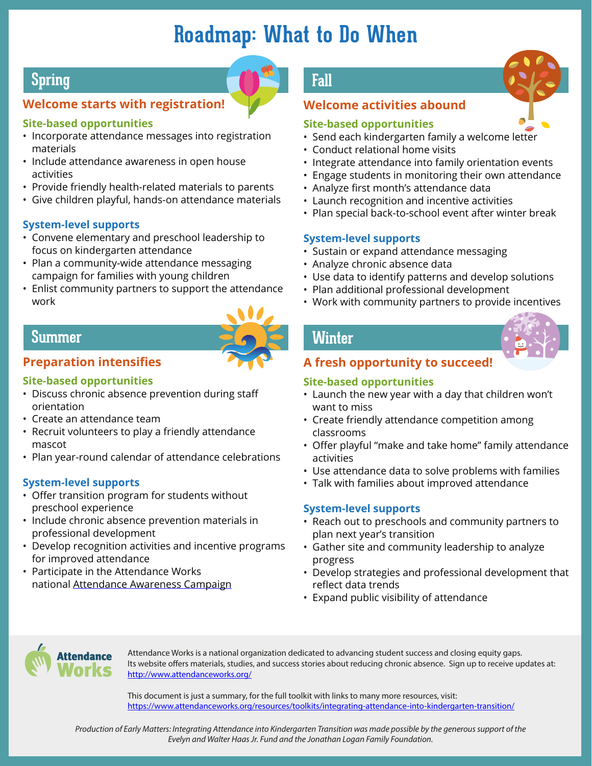# Roadmap: What to Do When

## Spring

### Welcome starts with registration!

#### Site-based opportunities

- Incorporate attendance messages into registration materials
- Include attendance awareness in open house activities
- Provide friendly health-related materials to parents
- Give children playful, hands-on attendance materials

#### System-level supports

- Convene elementary and preschool leadership to focus on kindergarten attendance
- Plan a community-wide attendance messaging campaign for families with young children
- Enlist community partners to support the attendance work

## Summer

### Preparation intensifies

#### Site-based opportunities

- Discuss chronic absence prevention during staff orientation
- Create an attendance team
- Recruit volunteers to play a friendly attendance mascot
- Plan year-round calendar of attendance celebrations

#### System-level supports

- Offer transition program for students without preschool experience
- Include chronic absence prevention materials in professional development
- Develop recognition activities and incentive programs for improved attendance
- Participate in the Attendance Works national Attendance Awareness Campaign

## Fall

### Welcome activities abound

#### Site-based opportunities

- Send each kindergarten family a welcome letter
- Conduct relational home visits
- Integrate attendance into family orientation events
- Engage students in monitoring their own attendance
- Analyze first month's attendance data
- Launch recognition and incentive activities
- Plan special back-to-school event after winter break

#### System-level supports

- Sustain or expand attendance messaging
- Analyze chronic absence data
- Use data to identify patterns and develop solutions
- Plan additional professional development
- Work with community partners to provide incentives

## Winter

### A fresh opportunity to succeed!

#### Site-based opportunities

- Launch the new year with a day that children won't want to miss
- Create friendly attendance competition among classrooms
- Offer playful "make and take home" family attendance activities
- Use attendance data to solve problems with families
- Talk with families about improved attendance

#### System-level supports

- Reach out to preschools and community partners to plan next year's transition
- Gather site and community leadership to analyze progress
- Develop strategies and professional development that reflect data trends
- Expand public visibility of attendance

---

Attendance Works

Attendance Works is a national organization dedicated to advancing student success and closing equity gaps. Its website offers materials, studies, and success stories about reducing chronic absence. Sign up to receive updates at: http://www.attendanceworks.org/

This document is just a summary, for the full toolkit with links to many more resources, visit: https://www.attendanceworks.org/resources/toolkits/integrating-attendance-into-kindergarten-transition/

*Production of Early Matters: Integrating Attendance into Kindergarten Transition was made possible by the generous support of the Evelyn and Walter Haas Jr. Fund and the Jonathan Logan Family Foundation.*